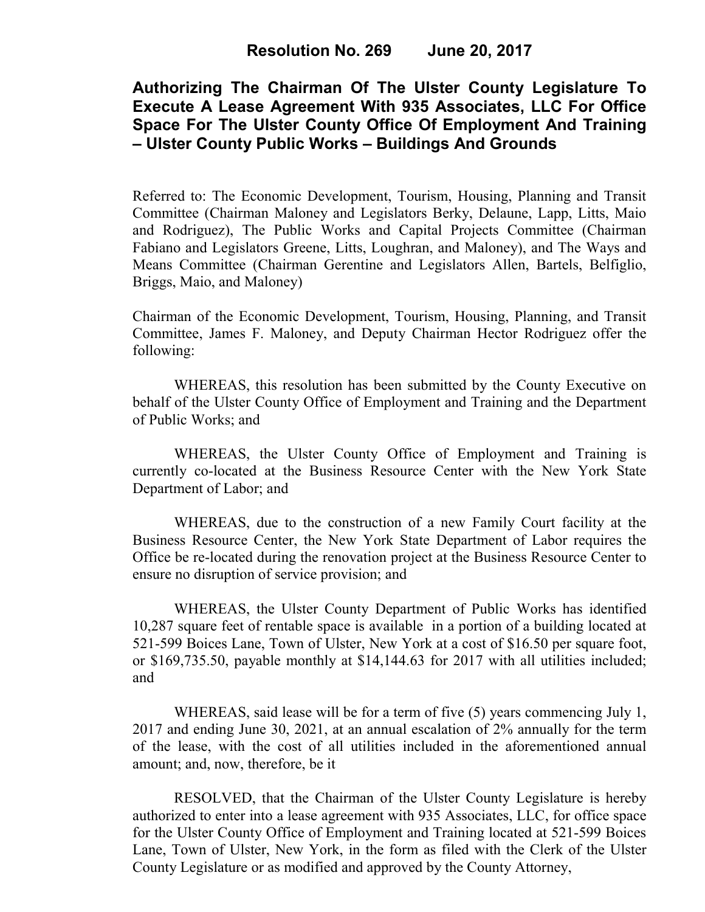# Resolution No. 269 June 20, 2017

## Authorizing The Chairman Of The Ulster County Legislature To Execute A Lease Agreement With 935 Associates, LLC For Office Space For The Ulster County Office Of Employment And Training – Ulster County Public Works – Buildings And Grounds

Referred to: The Economic Development, Tourism, Housing, Planning and Transit Committee (Chairman Maloney and Legislators Berky, Delaune, Lapp, Litts, Maio and Rodriguez), The Public Works and Capital Projects Committee (Chairman Fabiano and Legislators Greene, Litts, Loughran, and Maloney), and The Ways and Means Committee (Chairman Gerentine and Legislators Allen, Bartels, Belfiglio, Briggs, Maio, and Maloney)

Chairman of the Economic Development, Tourism, Housing, Planning, and Transit Committee, James F. Maloney, and Deputy Chairman Hector Rodriguez offer the following:

WHEREAS, this resolution has been submitted by the County Executive on behalf of the Ulster County Office of Employment and Training and the Department of Public Works; and

WHEREAS, the Ulster County Office of Employment and Training is currently co-located at the Business Resource Center with the New York State Department of Labor; and

WHEREAS, due to the construction of a new Family Court facility at the Business Resource Center, the New York State Department of Labor requires the Office be re-located during the renovation project at the Business Resource Center to ensure no disruption of service provision; and

WHEREAS, the Ulster County Department of Public Works has identified 10,287 square feet of rentable space is available in a portion of a building located at 521-599 Boices Lane, Town of Ulster, New York at a cost of $16.50 per square foot, or $169,735.50, payable monthly at $14,144.63 for 2017 with all utilities included; and

WHEREAS, said lease will be for a term of five (5) years commencing July 1, 2017 and ending June 30, 2021, at an annual escalation of 2% annually for the term of the lease, with the cost of all utilities included in the aforementioned annual amount; and, now, therefore, be it

RESOLVED, that the Chairman of the Ulster County Legislature is hereby authorized to enter into a lease agreement with 935 Associates, LLC, for office space for the Ulster County Office of Employment and Training located at 521-599 Boices Lane, Town of Ulster, New York, in the form as filed with the Clerk of the Ulster County Legislature or as modified and approved by the County Attorney,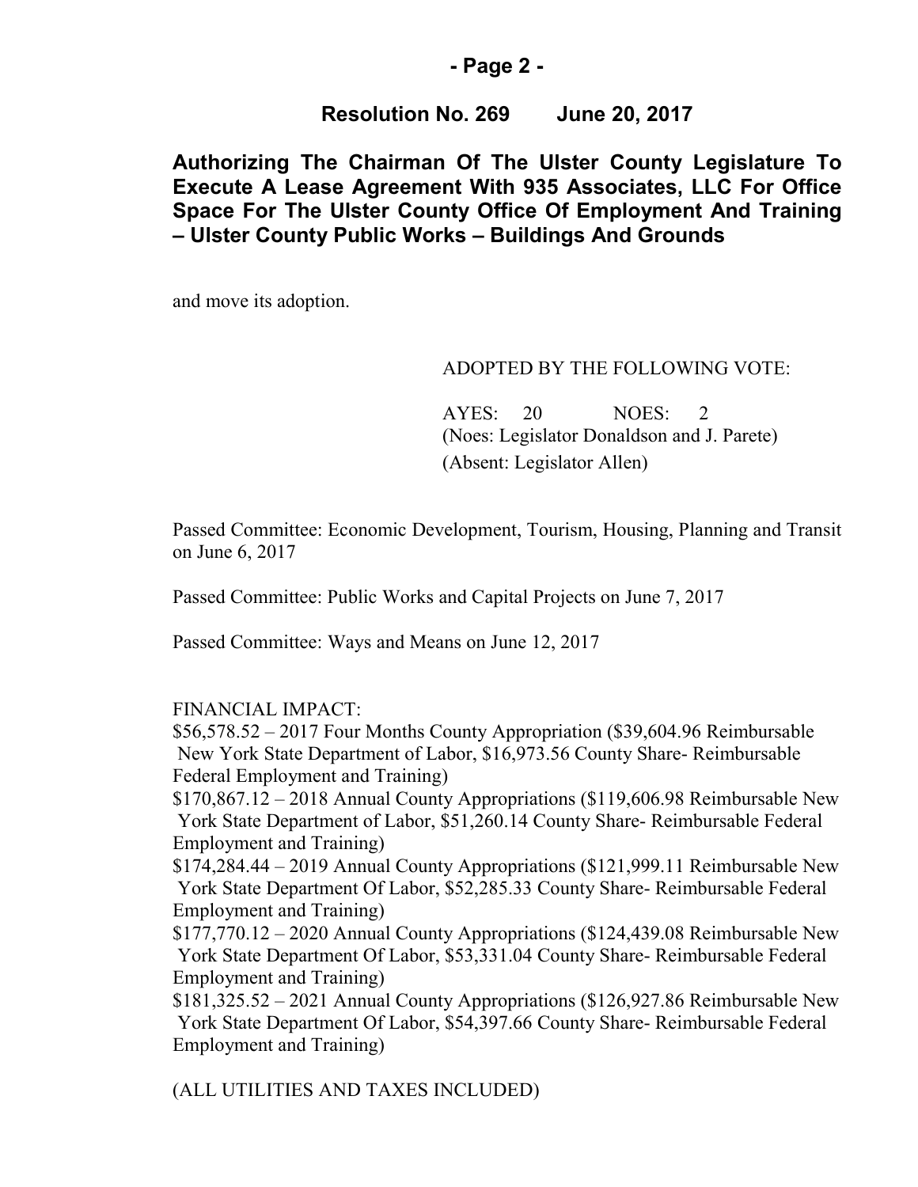**Resolution No. 269 June 20, 2017**

**Authorizing The Chairman Of The Ulster County Legislature To Execute A Lease Agreement With 935 Associates, LLC For Office Space For The Ulster County Office Of Employment And Training – Ulster County Public Works – Buildings And Grounds**

and move its adoption.

ADOPTED BY THE FOLLOWING VOTE:

AYES: 20 NOES: 2
(Noes: Legislator Donaldson and J. Parete)
(Absent: Legislator Allen)

Passed Committee: Economic Development, Tourism, Housing, Planning and Transit on June 6, 2017

Passed Committee: Public Works and Capital Projects on June 7, 2017

Passed Committee: Ways and Means on June 12, 2017

FINANCIAL IMPACT:
$56,578.52 – 2017 Four Months County Appropriation ($39,604.96 Reimbursable New York State Department of Labor, $16,973.56 County Share- Reimbursable Federal Employment and Training)
$170,867.12 – 2018 Annual County Appropriations ($119,606.98 Reimbursable New York State Department of Labor, $51,260.14 County Share- Reimbursable Federal Employment and Training)
$174,284.44 – 2019 Annual County Appropriations ($121,999.11 Reimbursable New York State Department Of Labor, $52,285.33 County Share- Reimbursable Federal Employment and Training)
$177,770.12 – 2020 Annual County Appropriations ($124,439.08 Reimbursable New York State Department Of Labor, $53,331.04 County Share- Reimbursable Federal Employment and Training)
$181,325.52 – 2021 Annual County Appropriations ($126,927.86 Reimbursable New York State Department Of Labor, $54,397.66 County Share- Reimbursable Federal Employment and Training)

(ALL UTILITIES AND TAXES INCLUDED)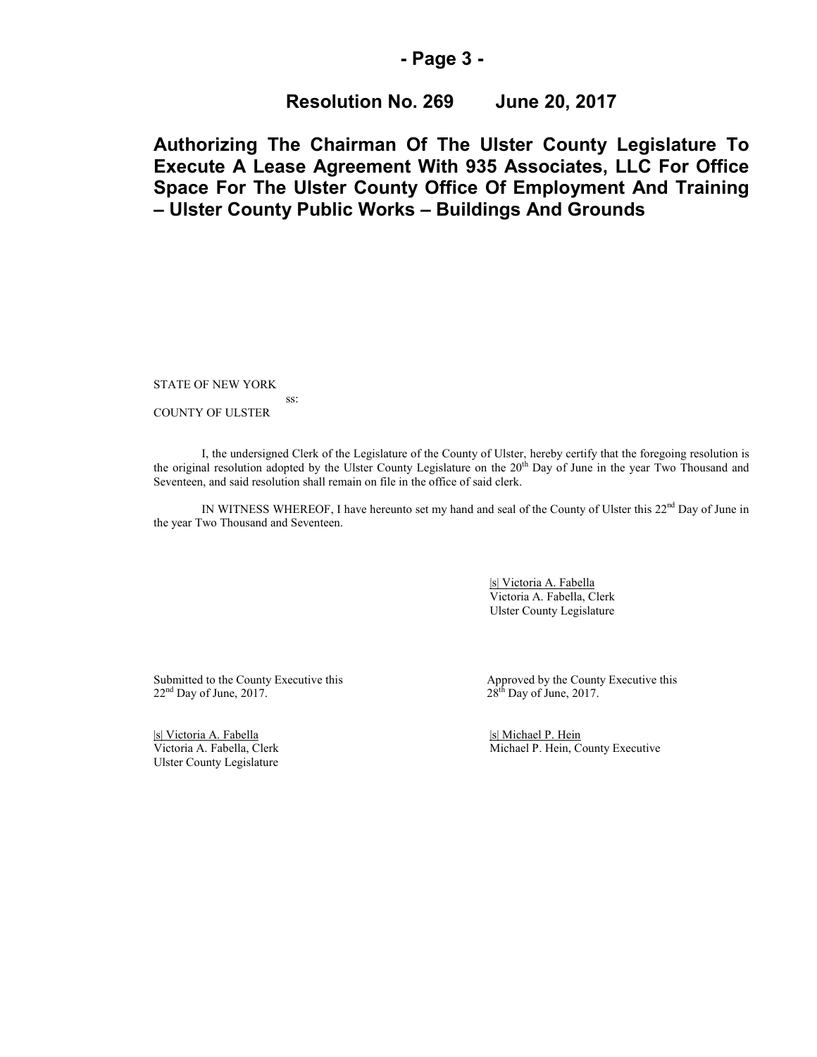## Resolution No. 269 June 20, 2017

## Authorizing The Chairman Of The Ulster County Legislature To Execute A Lease Agreement With 935 Associates, LLC For Office Space For The Ulster County Office Of Employment And Training – Ulster County Public Works – Buildings And Grounds

STATE OF NEW YORK

ss:

COUNTY OF ULSTER

I, the undersigned Clerk of the Legislature of the County of Ulster, hereby certify that the foregoing resolution is the original resolution adopted by the Ulster County Legislature on the 20th Day of June in the year Two Thousand and Seventeen, and said resolution shall remain on file in the office of said clerk.

IN WITNESS WHEREOF, I have hereunto set my hand and seal of the County of Ulster this 22nd Day of June in the year Two Thousand and Seventeen.

|s| Victoria A. Fabella
Victoria A. Fabella, Clerk
Ulster County Legislature

Submitted to the County Executive this
22nd Day of June, 2017.

|s| Victoria A. Fabella
Victoria A. Fabella, Clerk
Ulster County Legislature

Approved by the County Executive this
28th Day of June, 2017.

|s| Michael P. Hein
Michael P. Hein, County Executive